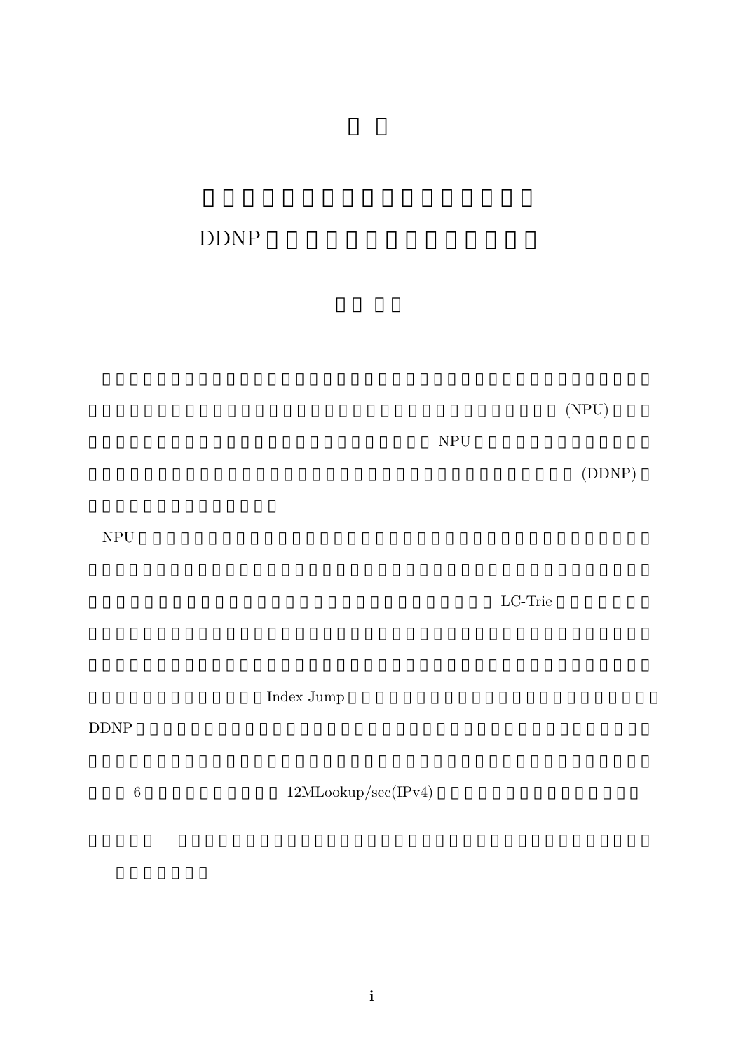DDNP

(NPU)

NPU

(DDNP)

NPU

LC-Trie

Index Jump

DDNP

6 12MLookup/sec(IPv4)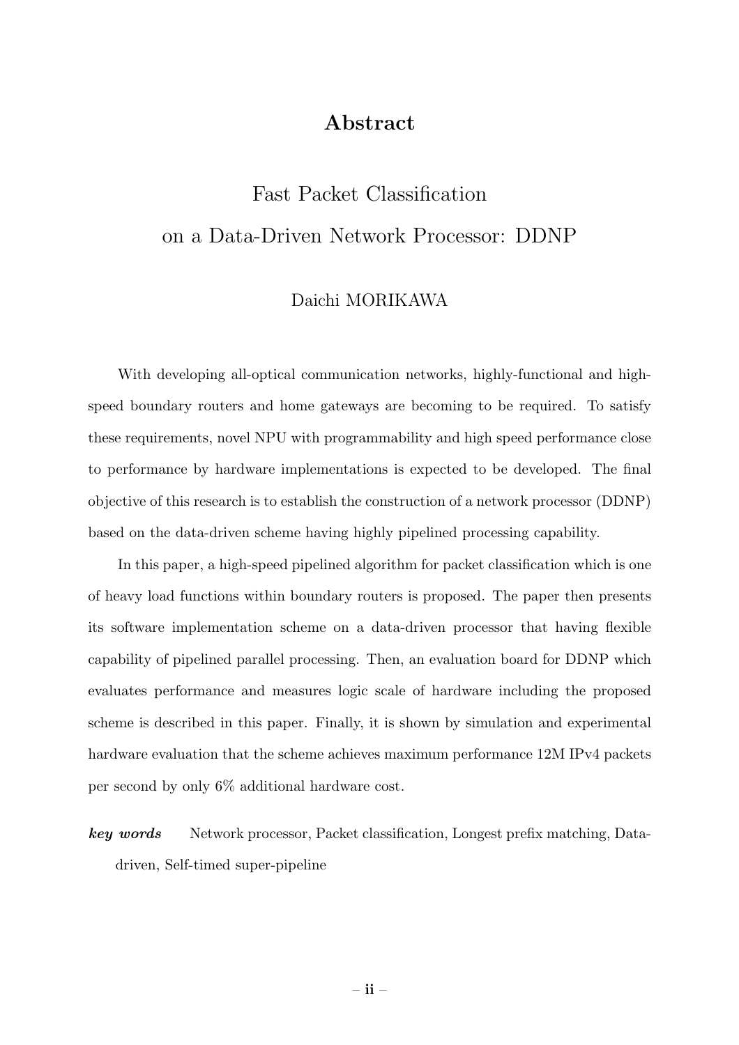# Abstract

## Fast Packet Classification on a Data-Driven Network Processor: DDNP

Daichi MORIKAWA

With developing all-optical communication networks, highly-functional and high-speed boundary routers and home gateways are becoming to be required. To satisfy these requirements, novel NPU with programmability and high speed performance close to performance by hardware implementations is expected to be developed. The final objective of this research is to establish the construction of a network processor (DDNP) based on the data-driven scheme having highly pipelined processing capability.

In this paper, a high-speed pipelined algorithm for packet classification which is one of heavy load functions within boundary routers is proposed. The paper then presents its software implementation scheme on a data-driven processor that having flexible capability of pipelined parallel processing. Then, an evaluation board for DDNP which evaluates performance and measures logic scale of hardware including the proposed scheme is described in this paper. Finally, it is shown by simulation and experimental hardware evaluation that the scheme achieves maximum performance 12M IPv4 packets per second by only 6% additional hardware cost.

***key words*** Network processor, Packet classification, Longest prefix matching, Data-driven, Self-timed super-pipeline